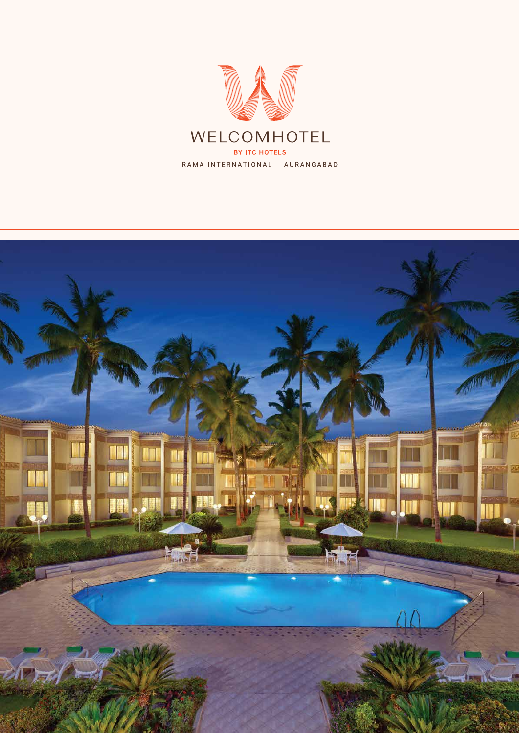# WELCOMHOTEL

BY ITC HOTELS

RAMA INTERNATIONAL AURANGABAD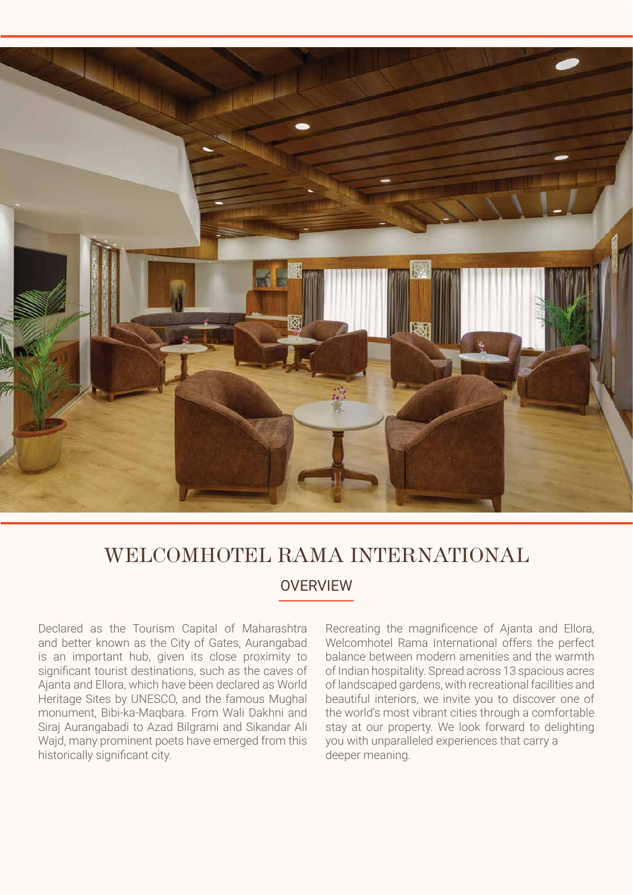# WELCOMHOTEL RAMA INTERNATIONAL

## OVERVIEW

Declared as the Tourism Capital of Maharashtra and better known as the City of Gates, Aurangabad is an important hub, given its close proximity to significant tourist destinations, such as the caves of Ajanta and Ellora, which have been declared as World Heritage Sites by UNESCO, and the famous Mughal monument, Bibi-ka-Maqbara. From Wali Dakhni and Siraj Aurangabadi to Azad Bilgrami and Sikandar Ali Wajd, many prominent poets have emerged from this historically significant city.

Recreating the magnificence of Ajanta and Ellora, Welcomhotel Rama International offers the perfect balance between modern amenities and the warmth of Indian hospitality. Spread across 13 spacious acres of landscaped gardens, with recreational facilities and beautiful interiors, we invite you to discover one of the world's most vibrant cities through a comfortable stay at our property. We look forward to delighting you with unparalleled experiences that carry a deeper meaning.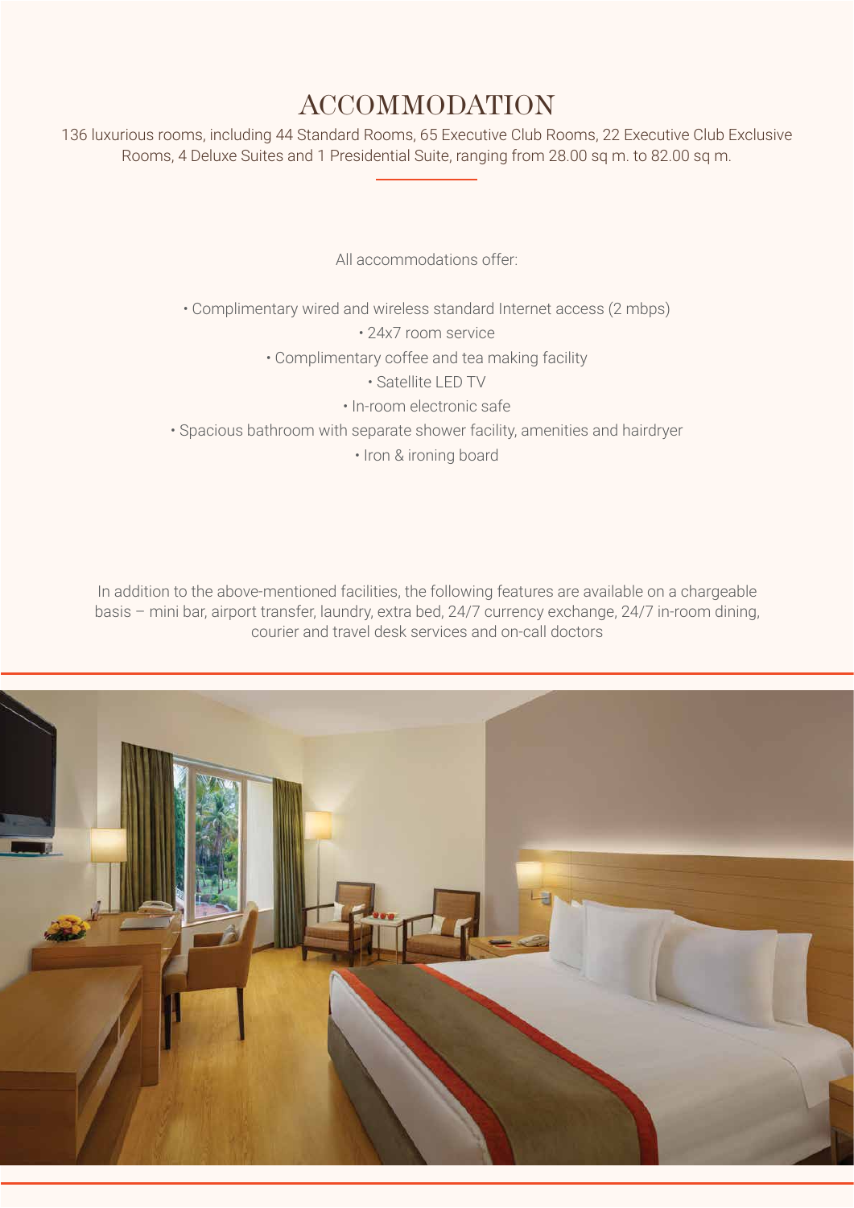# ACCOMMODATION

136 luxurious rooms, including 44 Standard Rooms, 65 Executive Club Rooms, 22 Executive Club Exclusive Rooms, 4 Deluxe Suites and 1 Presidential Suite, ranging from 28.00 sq m. to 82.00 sq m.

All accommodations offer:

- Complimentary wired and wireless standard Internet access (2 mbps)
- 24x7 room service
- Complimentary coffee and tea making facility
- Satellite LED TV
- In-room electronic safe
- Spacious bathroom with separate shower facility, amenities and hairdryer
- Iron & ironing board

In addition to the above-mentioned facilities, the following features are available on a chargeable basis – mini bar, airport transfer, laundry, extra bed, 24/7 currency exchange, 24/7 in-room dining, courier and travel desk services and on-call doctors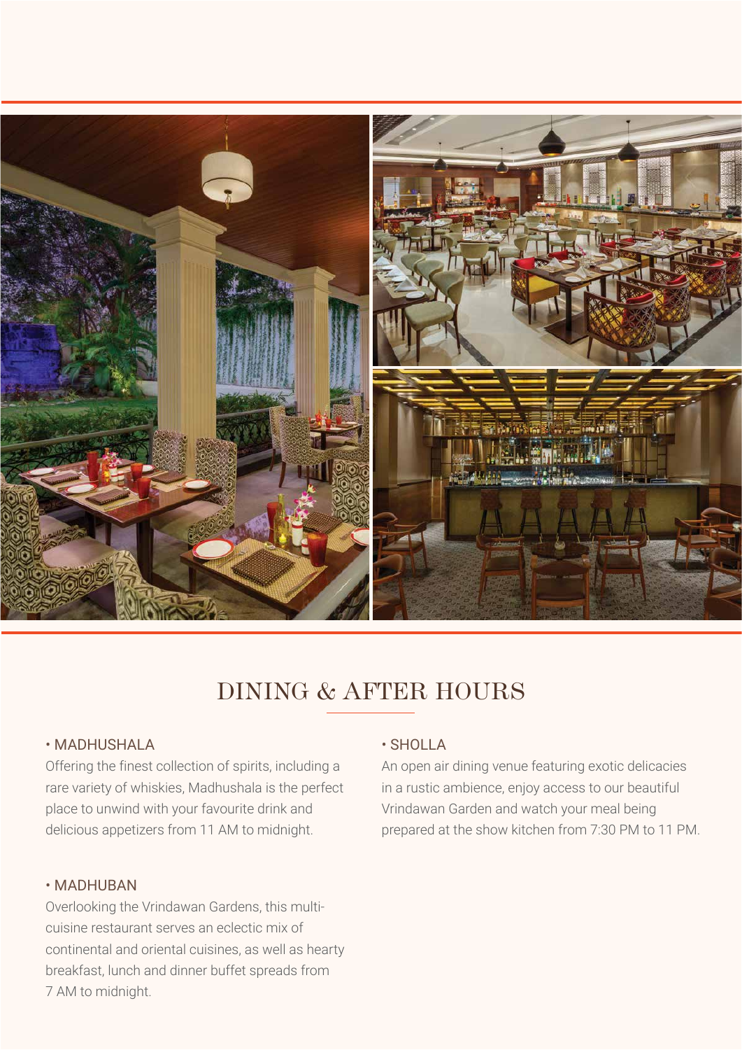# DINING & AFTER HOURS

- MADHUSHALA

Offering the finest collection of spirits, including a rare variety of whiskies, Madhushala is the perfect place to unwind with your favourite drink and delicious appetizers from 11 AM to midnight.

- MADHUBAN

Overlooking the Vrindawan Gardens, this multi-cuisine restaurant serves an eclectic mix of continental and oriental cuisines, as well as hearty breakfast, lunch and dinner buffet spreads from 7 AM to midnight.

- SHOLLA

An open air dining venue featuring exotic delicacies in a rustic ambience, enjoy access to our beautiful Vrindawan Garden and watch your meal being prepared at the show kitchen from 7:30 PM to 11 PM.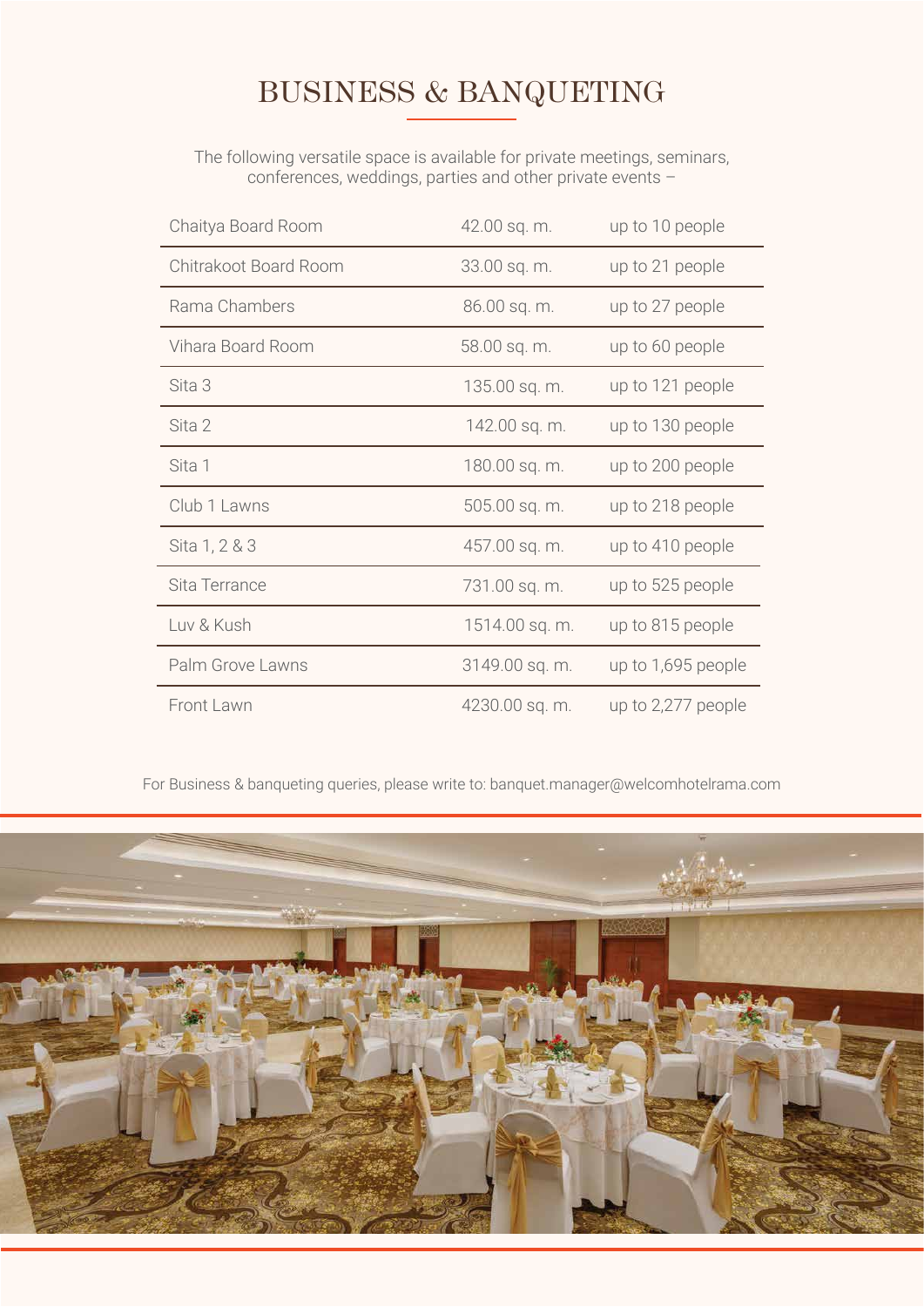# BUSINESS & BANQUETING

The following versatile space is available for private meetings, seminars, conferences, weddings, parties and other private events –

| Venue | Area | Capacity |
|---|---|---|
| Chaitya Board Room | 42.00 sq. m. | up to 10 people |
| Chitrakoot Board Room | 33.00 sq. m. | up to 21 people |
| Rama Chambers | 86.00 sq. m. | up to 27 people |
| Vihara Board Room | 58.00 sq. m. | up to 60 people |
| Sita 3 | 135.00 sq. m. | up to 121 people |
| Sita 2 | 142.00 sq. m. | up to 130 people |
| Sita 1 | 180.00 sq. m. | up to 200 people |
| Club 1 Lawns | 505.00 sq. m. | up to 218 people |
| Sita 1, 2 & 3 | 457.00 sq. m. | up to 410 people |
| Sita Terrance | 731.00 sq. m. | up to 525 people |
| Luv & Kush | 1514.00 sq. m. | up to 815 people |
| Palm Grove Lawns | 3149.00 sq. m. | up to 1,695 people |
| Front Lawn | 4230.00 sq. m. | up to 2,277 people |

For Business & banqueting queries, please write to: banquet.manager@welcomhotelrama.com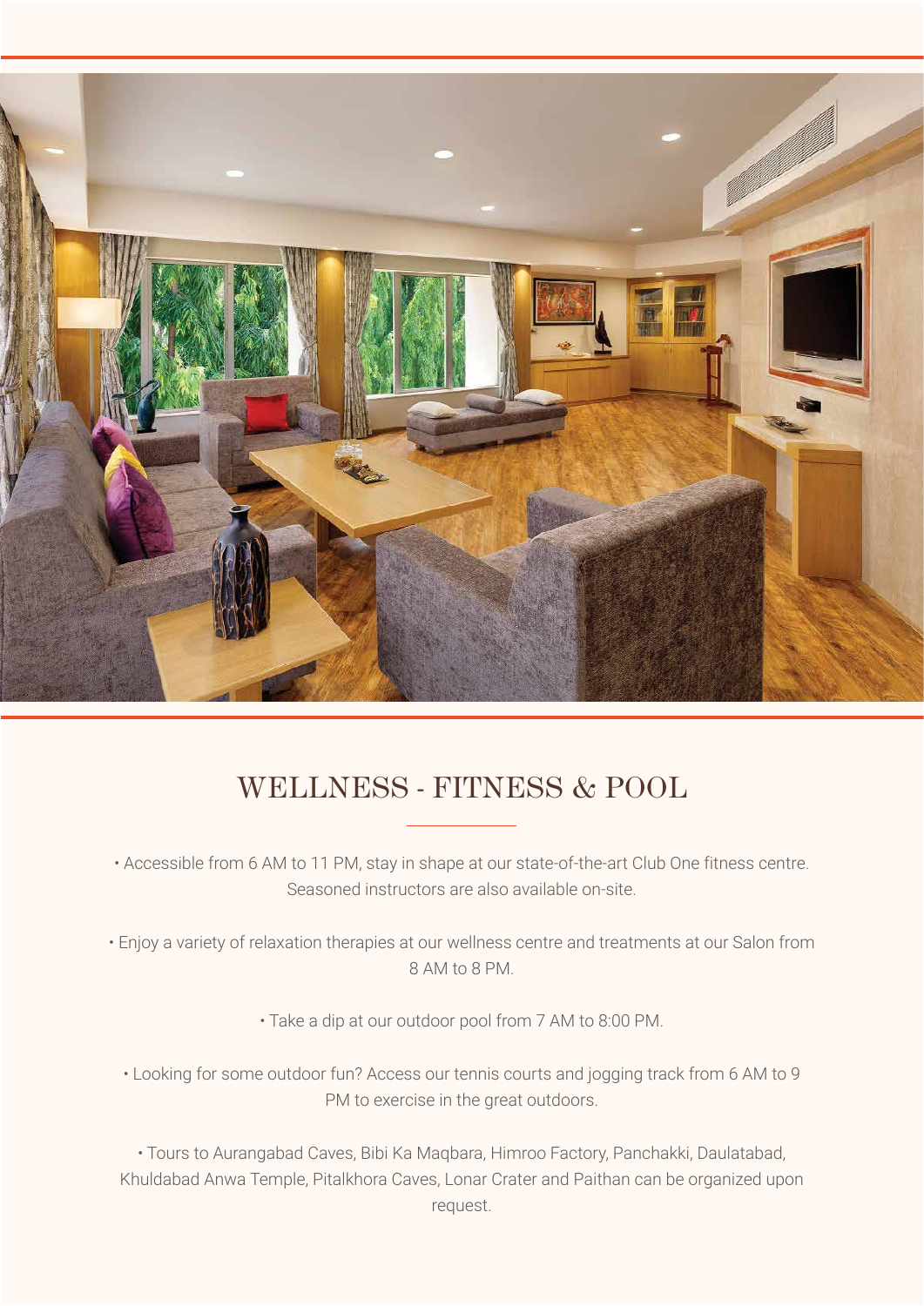## WELLNESS - FITNESS & POOL

- Accessible from 6 AM to 11 PM, stay in shape at our state-of-the-art Club One fitness centre. Seasoned instructors are also available on-site.

- Enjoy a variety of relaxation therapies at our wellness centre and treatments at our Salon from 8 AM to 8 PM.

- Take a dip at our outdoor pool from 7 AM to 8:00 PM.

- Looking for some outdoor fun? Access our tennis courts and jogging track from 6 AM to 9 PM to exercise in the great outdoors.

- Tours to Aurangabad Caves, Bibi Ka Maqbara, Himroo Factory, Panchakki, Daulatabad, Khuldabad Anwa Temple, Pitalkhora Caves, Lonar Crater and Paithan can be organized upon request.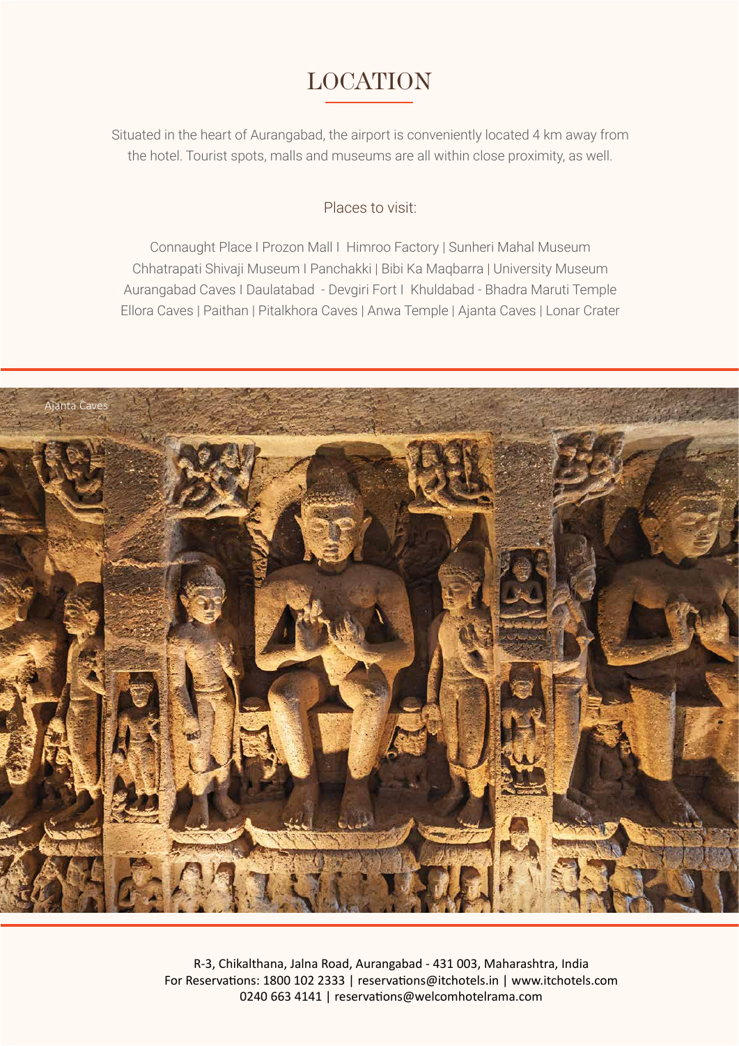# LOCATION

Situated in the heart of Aurangabad, the airport is conveniently located 4 km away from the hotel. Tourist spots, malls and museums are all within close proximity, as well.

Places to visit:

Connaught Place I Prozon Mall I Himroo Factory | Sunheri Mahal Museum
Chhatrapati Shivaji Museum I Panchakki | Bibi Ka Maqbarra | University Museum
Aurangabad Caves I Daulatabad - Devgiri Fort I Khuldabad - Bhadra Maruti Temple
Ellora Caves | Paithan | Pitalkhora Caves | Anwa Temple | Ajanta Caves | Lonar Crater

Ajanta Caves

R-3, Chikalthana, Jalna Road, Aurangabad - 431 003, Maharashtra, India
For Reservations: 1800 102 2333 | reservations@itchotels.in | www.itchotels.com
0240 663 4141 | reservations@welcomhotelrama.com